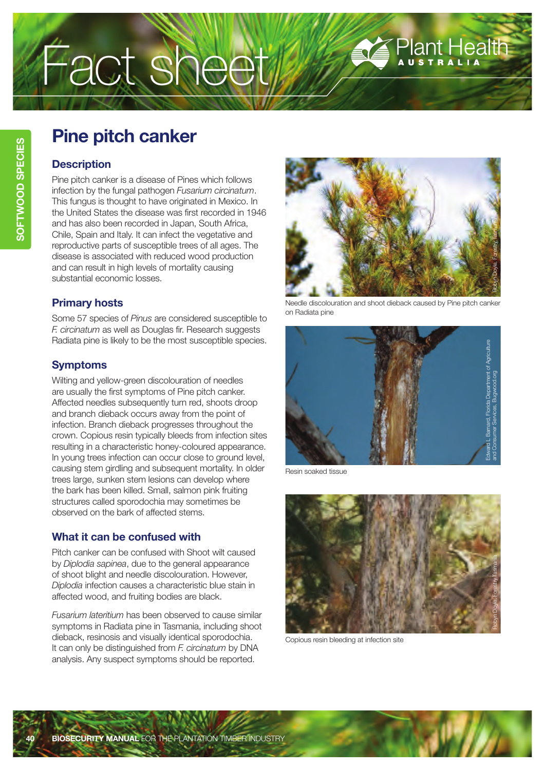# Pine pitch canker

## Description

Pine pitch canker is a disease of Pines which follows infection by the fungal pathogen *Fusarium circinatum*. This fungus is thought to have originated in Mexico. In the United States the disease was first recorded in 1946 and has also been recorded in Japan, South Africa, Chile, Spain and Italy. It can infect the vegetative and reproductive parts of susceptible trees of all ages. The disease is associated with reduced wood production and can result in high levels of mortality causing substantial economic losses.

## Primary hosts

Some 57 species of *Pinus* are considered susceptible to *F. circinatum* as well as Douglas fir. Research suggests Radiata pine is likely to be the most susceptible species.

## Symptoms

Wilting and yellow-green discolouration of needles are usually the first symptoms of Pine pitch canker. Affected needles subsequently turn red, shoots droop and branch dieback occurs away from the point of infection. Branch dieback progresses throughout the crown. Copious resin typically bleeds from infection sites resulting in a characteristic honey-coloured appearance. In young trees infection can occur close to ground level, causing stem girdling and subsequent mortality. In older trees large, sunken stem lesions can develop where the bark has been killed. Small, salmon pink fruiting structures called sporodochia may sometimes be observed on the bark of affected stems.

## What it can be confused with

Pitch canker can be confused with Shoot wilt caused by *Diplodia sapinea*, due to the general appearance of shoot blight and needle discolouration. However, *Diplodia* infection causes a characteristic blue stain in affected wood, and fruiting bodies are black.

*Fusarium lateritium* has been observed to cause similar symptoms in Radiata pine in Tasmania, including shoot dieback, resinosis and visually identical sporodochia. It can only be distinguished from *F. circinatum* by DNA analysis. Any suspect symptoms should be reported.

Needle discolouration and shoot dieback caused by Pine pitch canker on Radiata pine

Robyn Doyle, Forestry Tasmania

Resin soaked tissue

Edward L. Barnard, Florida Department of Agriculture and Consumer Services, Bugwood.org

Copious resin bleeding at infection site

Robyn Doyle, Forestry Tasmania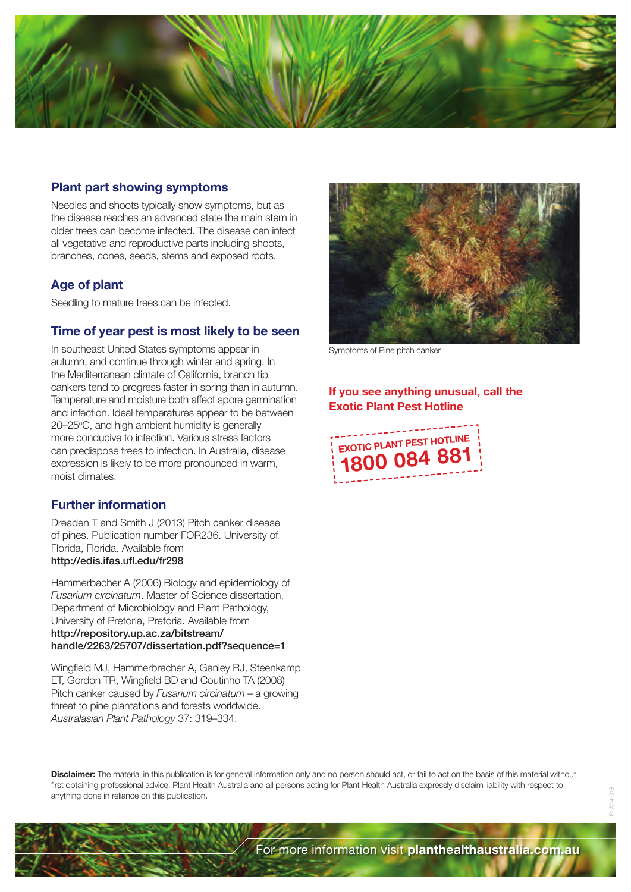## Plant part showing symptoms

Needles and shoots typically show symptoms, but as the disease reaches an advanced state the main stem in older trees can become infected. The disease can infect all vegetative and reproductive parts including shoots, branches, cones, seeds, stems and exposed roots.

## Age of plant

Seedling to mature trees can be infected.

## Time of year pest is most likely to be seen

In southeast United States symptoms appear in autumn, and continue through winter and spring. In the Mediterranean climate of California, branch tip cankers tend to progress faster in spring than in autumn. Temperature and moisture both affect spore germination and infection. Ideal temperatures appear to be between 20–25°C, and high ambient humidity is generally more conducive to infection. Various stress factors can predispose trees to infection. In Australia, disease expression is likely to be more pronounced in warm, moist climates.

## Further information

Dreaden T and Smith J (2013) Pitch canker disease of pines. Publication number FOR236. University of Florida, Florida. Available from **http://edis.ifas.ufl.edu/fr298**

Hammerbacher A (2006) Biology and epidemiology of *Fusarium circinatum*. Master of Science dissertation, Department of Microbiology and Plant Pathology, University of Pretoria, Pretoria. Available from **http://repository.up.ac.za/bitstream/handle/2263/25707/dissertation.pdf?sequence=1**

Wingfield MJ, Hammerbrecher A, Ganley RJ, Steenkamp ET, Gordon TR, Wingfield BD and Coutinho TA (2008) Pitch canker caused by *Fusarium circinatum* – a growing threat to pine plantations and forests worldwide. *Australasian Plant Pathology* 37: 319–334.

Symptoms of Pine pitch canker

**If you see anything unusual, call the Exotic Plant Pest Hotline**

**EXOTIC PLANT PEST HOTLINE**
**1800 084 881**

**Disclaimer:** The material in this publication is for general information only and no person should act, or fail to act on the basis of this material without first obtaining professional advice. Plant Health Australia and all persons acting for Plant Health Australia expressly disclaim liability with respect to anything done in reliance on this publication.

For more information visit **planthealthaustralia.com.au**